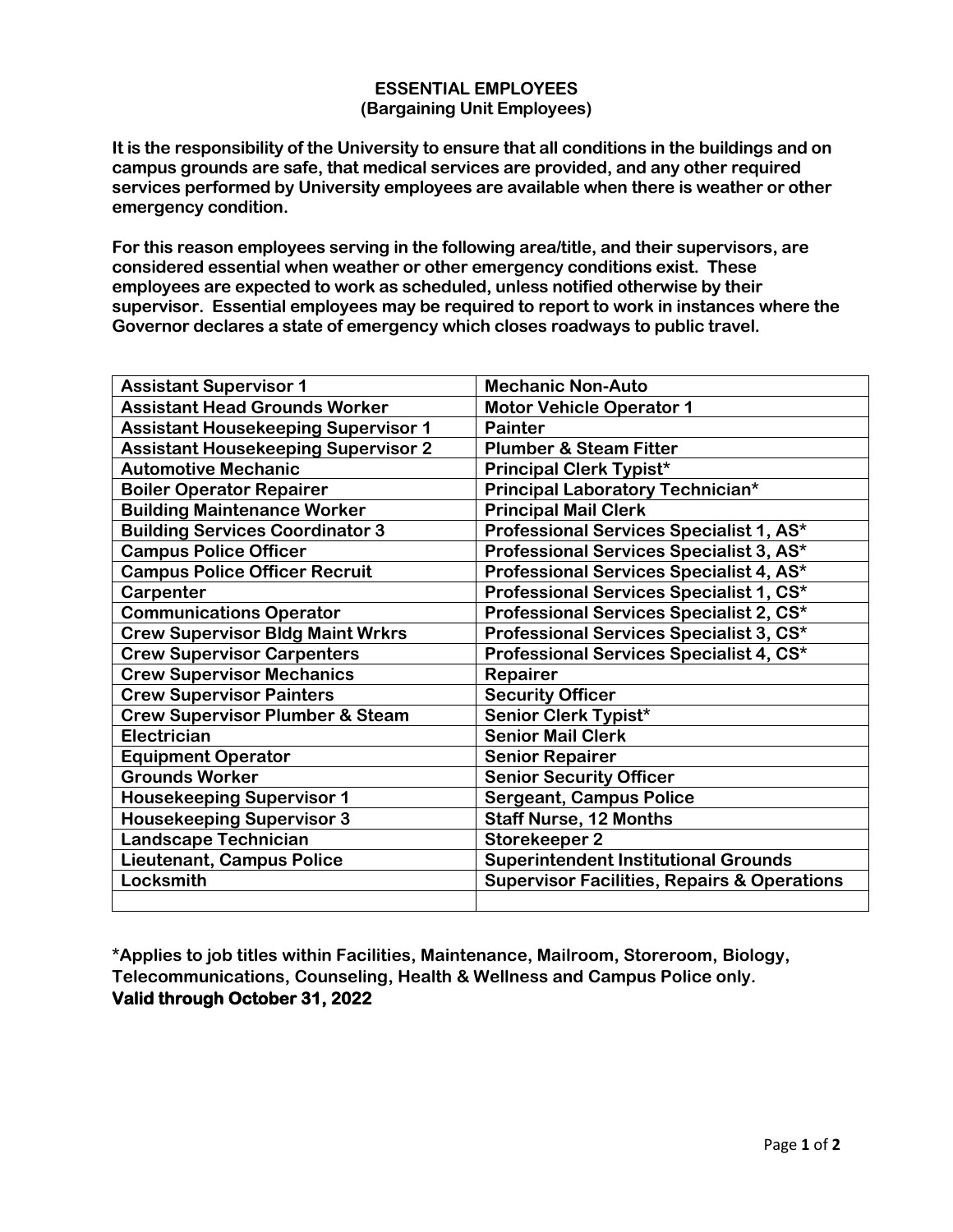# ESSENTIAL EMPLOYEES
## (Bargaining Unit Employees)

**It is the responsibility of the University to ensure that all conditions in the buildings and on campus grounds are safe, that medical services are provided, and any other required services performed by University employees are available when there is weather or other emergency condition.**

**For this reason employees serving in the following area/title, and their supervisors, are considered essential when weather or other emergency conditions exist. These employees are expected to work as scheduled, unless notified otherwise by their supervisor. Essential employees may be required to report to work in instances where the Governor declares a state of emergency which closes roadways to public travel.**

| | |
|---|---|
| **Assistant Supervisor 1** | **Mechanic Non-Auto** |
| **Assistant Head Grounds Worker** | **Motor Vehicle Operator 1** |
| **Assistant Housekeeping Supervisor 1** | **Painter** |
| **Assistant Housekeeping Supervisor 2** | **Plumber & Steam Fitter** |
| **Automotive Mechanic** | **Principal Clerk Typist*** |
| **Boiler Operator Repairer** | **Principal Laboratory Technician*** |
| **Building Maintenance Worker** | **Principal Mail Clerk** |
| **Building Services Coordinator 3** | **Professional Services Specialist 1, AS*** |
| **Campus Police Officer** | **Professional Services Specialist 3, AS*** |
| **Campus Police Officer Recruit** | **Professional Services Specialist 4, AS*** |
| **Carpenter** | **Professional Services Specialist 1, CS*** |
| **Communications Operator** | **Professional Services Specialist 2, CS*** |
| **Crew Supervisor Bldg Maint Wrkrs** | **Professional Services Specialist 3, CS*** |
| **Crew Supervisor Carpenters** | **Professional Services Specialist 4, CS*** |
| **Crew Supervisor Mechanics** | **Repairer** |
| **Crew Supervisor Painters** | **Security Officer** |
| **Crew Supervisor Plumber & Steam** | **Senior Clerk Typist*** |
| **Electrician** | **Senior Mail Clerk** |
| **Equipment Operator** | **Senior Repairer** |
| **Grounds Worker** | **Senior Security Officer** |
| **Housekeeping Supervisor 1** | **Sergeant, Campus Police** |
| **Housekeeping Supervisor 3** | **Staff Nurse, 12 Months** |
| **Landscape Technician** | **Storekeeper 2** |
| **Lieutenant, Campus Police** | **Superintendent Institutional Grounds** |
| **Locksmith** | **Supervisor Facilities, Repairs & Operations** |
| | |

**\*Applies to job titles within Facilities, Maintenance, Mailroom, Storeroom, Biology, Telecommunications, Counseling, Health & Wellness and Campus Police only.**

**Valid through October 31, 2022**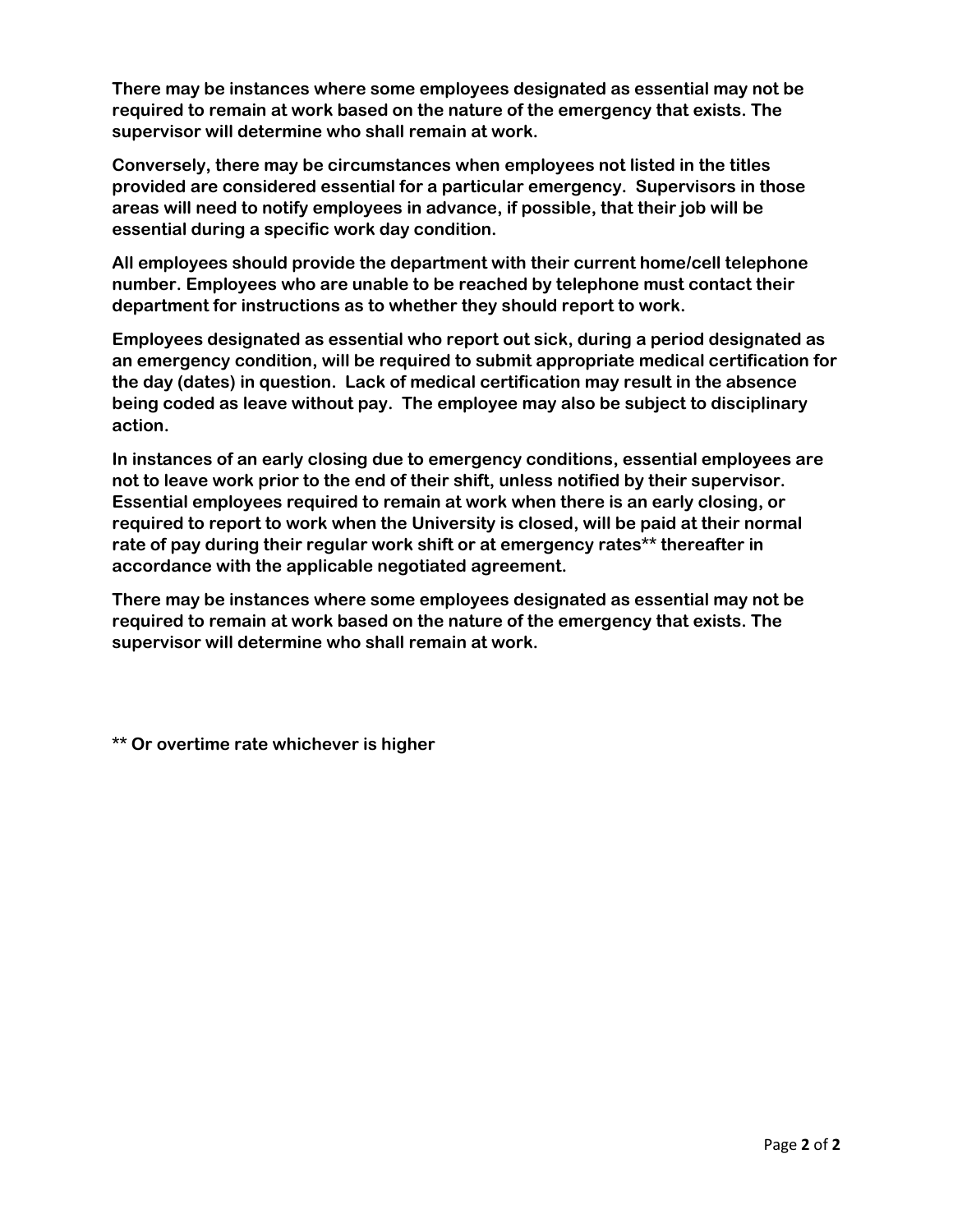**There may be instances where some employees designated as essential may not be required to remain at work based on the nature of the emergency that exists. The supervisor will determine who shall remain at work.**

**Conversely, there may be circumstances when employees not listed in the titles provided are considered essential for a particular emergency. Supervisors in those areas will need to notify employees in advance, if possible, that their job will be essential during a specific work day condition.**

**All employees should provide the department with their current home/cell telephone number. Employees who are unable to be reached by telephone must contact their department for instructions as to whether they should report to work.**

**Employees designated as essential who report out sick, during a period designated as an emergency condition, will be required to submit appropriate medical certification for the day (dates) in question. Lack of medical certification may result in the absence being coded as leave without pay. The employee may also be subject to disciplinary action.**

**In instances of an early closing due to emergency conditions, essential employees are not to leave work prior to the end of their shift, unless notified by their supervisor. Essential employees required to remain at work when there is an early closing, or required to report to work when the University is closed, will be paid at their normal rate of pay during their regular work shift or at emergency rates** thereafter in accordance with the applicable negotiated agreement.**

**There may be instances where some employees designated as essential may not be required to remain at work based on the nature of the emergency that exists. The supervisor will determine who shall remain at work.**

**** Or overtime rate whichever is higher**